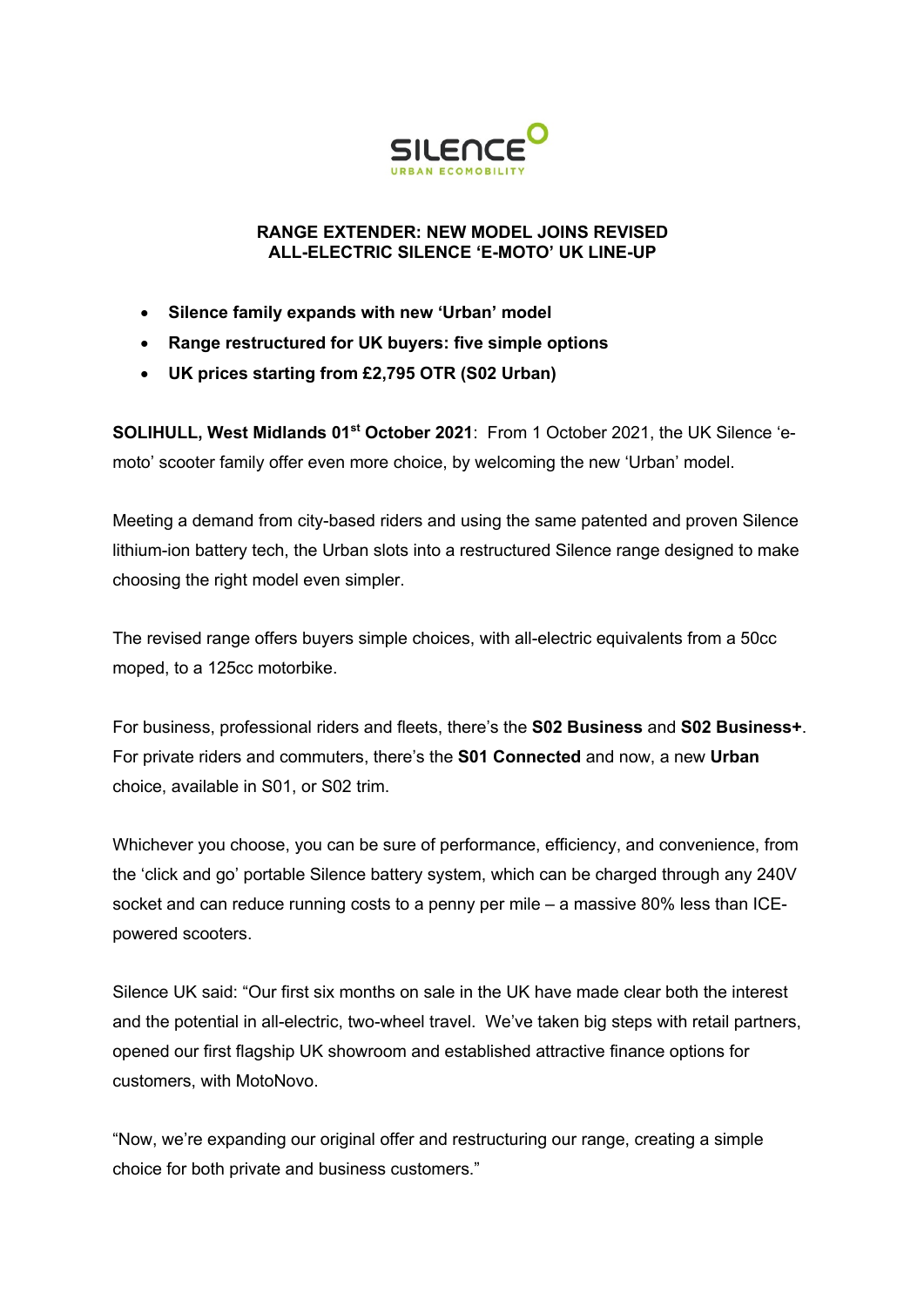SILENCE

URBAN ECOMOBILITY

# RANGE EXTENDER: NEW MODEL JOINS REVISED ALL-ELECTRIC SILENCE 'E-MOTO' UK LINE-UP

- **Silence family expands with new 'Urban' model**
- **Range restructured for UK buyers: five simple options**
- **UK prices starting from £2,795 OTR (S02 Urban)**

**SOLIHULL, West Midlands 01st October 2021**: From 1 October 2021, the UK Silence 'e-moto' scooter family offer even more choice, by welcoming the new 'Urban' model.

Meeting a demand from city-based riders and using the same patented and proven Silence lithium-ion battery tech, the Urban slots into a restructured Silence range designed to make choosing the right model even simpler.

The revised range offers buyers simple choices, with all-electric equivalents from a 50cc moped, to a 125cc motorbike.

For business, professional riders and fleets, there's the **S02 Business** and **S02 Business+**. For private riders and commuters, there's the **S01 Connected** and now, a new **Urban** choice, available in S01, or S02 trim.

Whichever you choose, you can be sure of performance, efficiency, and convenience, from the 'click and go' portable Silence battery system, which can be charged through any 240V socket and can reduce running costs to a penny per mile – a massive 80% less than ICE-powered scooters.

Silence UK said: "Our first six months on sale in the UK have made clear both the interest and the potential in all-electric, two-wheel travel. We've taken big steps with retail partners, opened our first flagship UK showroom and established attractive finance options for customers, with MotoNovo.

"Now, we're expanding our original offer and restructuring our range, creating a simple choice for both private and business customers."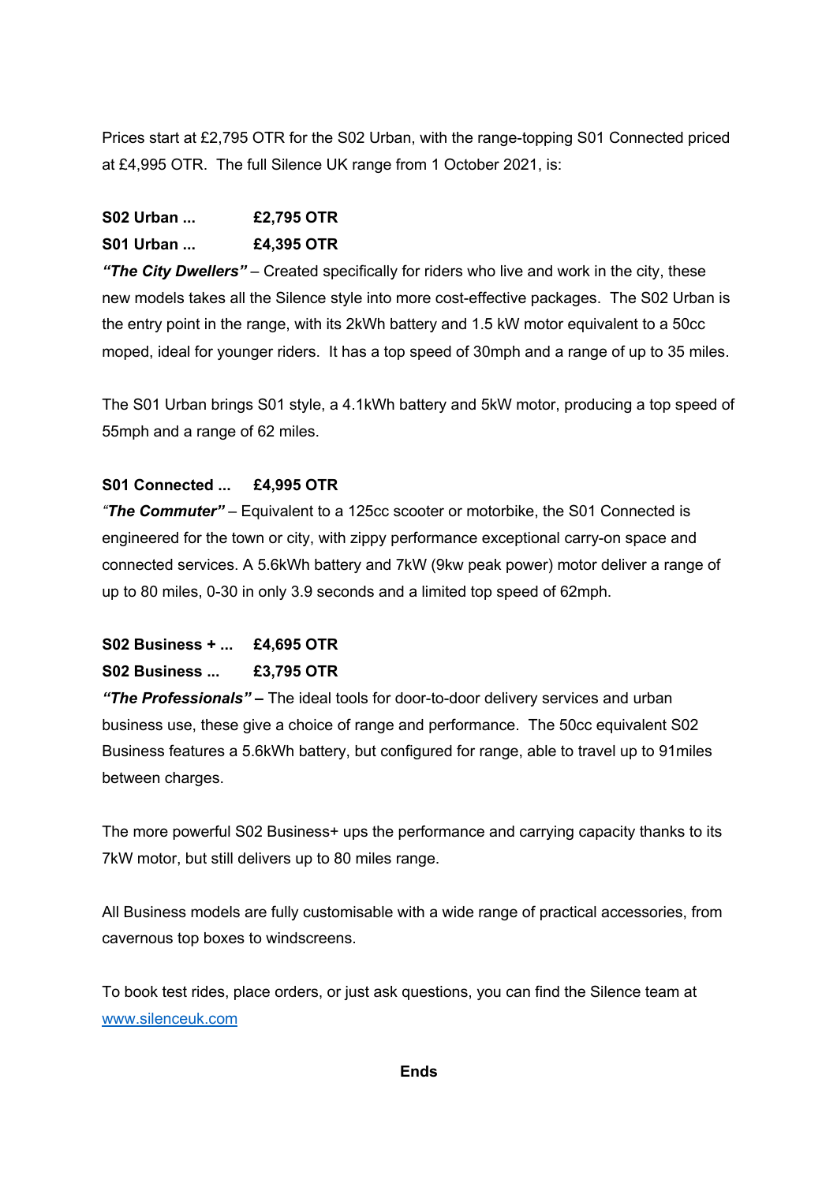Prices start at £2,795 OTR for the S02 Urban, with the range-topping S01 Connected priced at £4,995 OTR. The full Silence UK range from 1 October 2021, is:

**S02 Urban ... £2,795 OTR**
**S01 Urban ... £4,395 OTR**

***"The City Dwellers"*** – Created specifically for riders who live and work in the city, these new models takes all the Silence style into more cost-effective packages. The S02 Urban is the entry point in the range, with its 2kWh battery and 1.5 kW motor equivalent to a 50cc moped, ideal for younger riders. It has a top speed of 30mph and a range of up to 35 miles.

The S01 Urban brings S01 style, a 4.1kWh battery and 5kW motor, producing a top speed of 55mph and a range of 62 miles.

**S01 Connected ... £4,995 OTR**

*"**The Commuter"*** – Equivalent to a 125cc scooter or motorbike, the S01 Connected is engineered for the town or city, with zippy performance exceptional carry-on space and connected services. A 5.6kWh battery and 7kW (9kw peak power) motor deliver a range of up to 80 miles, 0-30 in only 3.9 seconds and a limited top speed of 62mph.

**S02 Business + ... £4,695 OTR**
**S02 Business ... £3,795 OTR**

***"The Professionals"* –** The ideal tools for door-to-door delivery services and urban business use, these give a choice of range and performance. The 50cc equivalent S02 Business features a 5.6kWh battery, but configured for range, able to travel up to 91miles between charges.

The more powerful S02 Business+ ups the performance and carrying capacity thanks to its 7kW motor, but still delivers up to 80 miles range.

All Business models are fully customisable with a wide range of practical accessories, from cavernous top boxes to windscreens.

To book test rides, place orders, or just ask questions, you can find the Silence team at [www.silenceuk.com](http://www.silenceuk.com)

**Ends**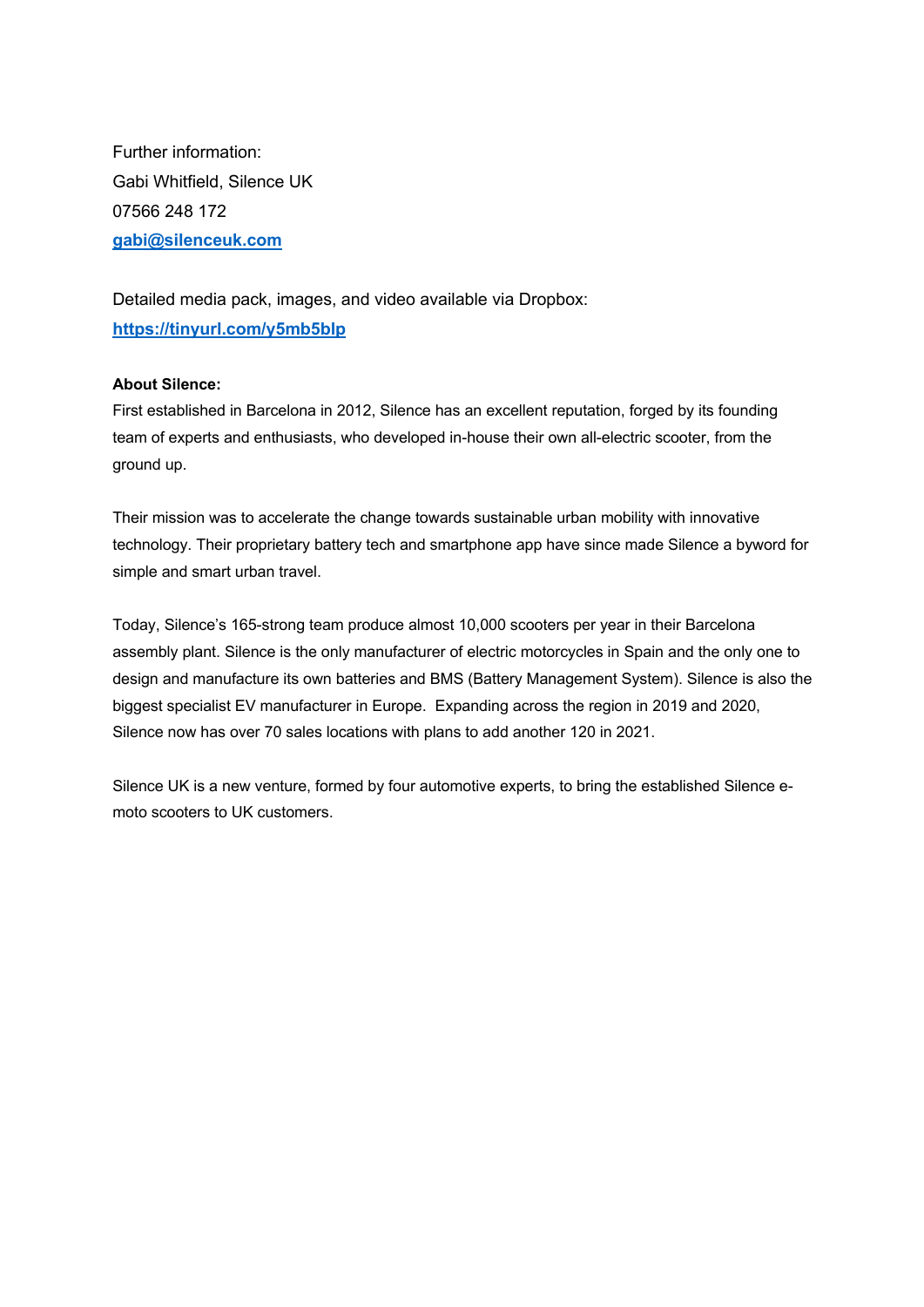Further information:
Gabi Whitfield, Silence UK
07566 248 172
**[gabi@silenceuk.com](mailto:gabi@silenceuk.com)**

Detailed media pack, images, and video available via Dropbox:
**[https://tinyurl.com/y5mb5blp](https://tinyurl.com/y5mb5blp)**

**About Silence:**

First established in Barcelona in 2012, Silence has an excellent reputation, forged by its founding team of experts and enthusiasts, who developed in-house their own all-electric scooter, from the ground up.

Their mission was to accelerate the change towards sustainable urban mobility with innovative technology. Their proprietary battery tech and smartphone app have since made Silence a byword for simple and smart urban travel.

Today, Silence's 165-strong team produce almost 10,000 scooters per year in their Barcelona assembly plant. Silence is the only manufacturer of electric motorcycles in Spain and the only one to design and manufacture its own batteries and BMS (Battery Management System). Silence is also the biggest specialist EV manufacturer in Europe. Expanding across the region in 2019 and 2020, Silence now has over 70 sales locations with plans to add another 120 in 2021.

Silence UK is a new venture, formed by four automotive experts, to bring the established Silence e-moto scooters to UK customers.